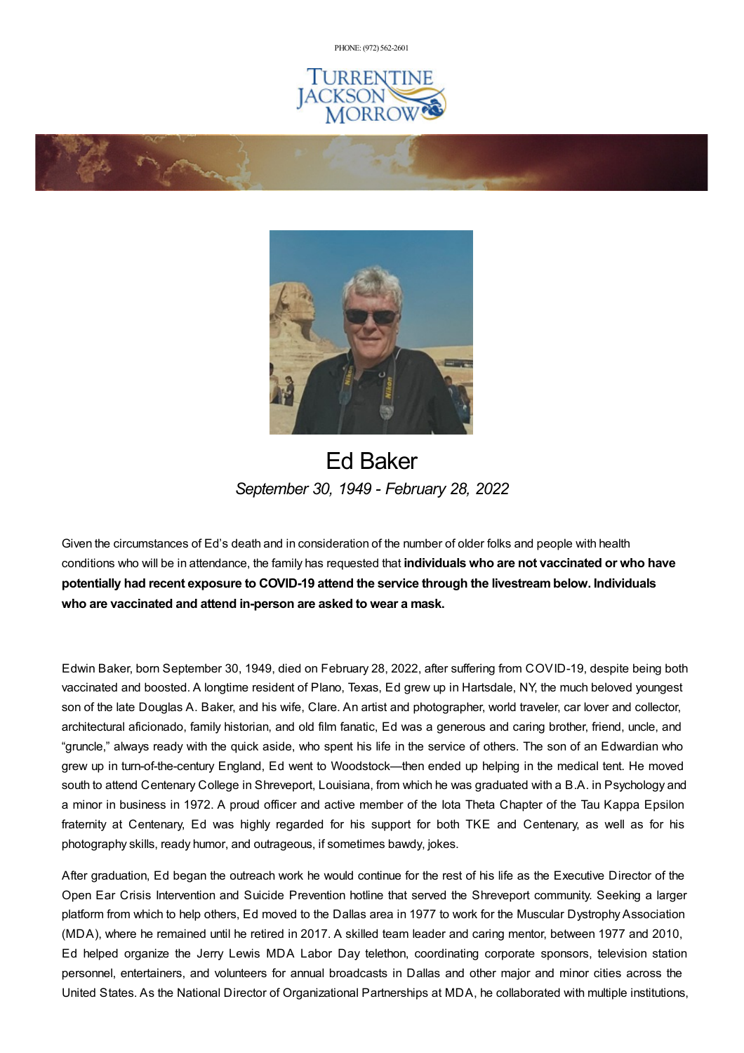PHONE: (972) 562-2601

TURRENTINE JACKSON MORROW

# Ed Baker

*September 30, 1949 - February 28, 2022*

Given the circumstances of Ed's death and in consideration of the number of older folks and people with health conditions who will be in attendance, the family has requested that **individuals who are not vaccinated or who have potentially had recent exposure to COVID-19 attend the service through the livestream below. Individuals who are vaccinated and attend in-person are asked to wear a mask.**

Edwin Baker, born September 30, 1949, died on February 28, 2022, after suffering from COVID-19, despite being both vaccinated and boosted. A longtime resident of Plano, Texas, Ed grew up in Hartsdale, NY, the much beloved youngest son of the late Douglas A. Baker, and his wife, Clare. An artist and photographer, world traveler, car lover and collector, architectural aficionado, family historian, and old film fanatic, Ed was a generous and caring brother, friend, uncle, and "gruncle," always ready with the quick aside, who spent his life in the service of others. The son of an Edwardian who grew up in turn-of-the-century England, Ed went to Woodstock—then ended up helping in the medical tent. He moved south to attend Centenary College in Shreveport, Louisiana, from which he was graduated with a B.A. in Psychology and a minor in business in 1972. A proud officer and active member of the Iota Theta Chapter of the Tau Kappa Epsilon fraternity at Centenary, Ed was highly regarded for his support for both TKE and Centenary, as well as for his photography skills, ready humor, and outrageous, if sometimes bawdy, jokes.

After graduation, Ed began the outreach work he would continue for the rest of his life as the Executive Director of the Open Ear Crisis Intervention and Suicide Prevention hotline that served the Shreveport community. Seeking a larger platform from which to help others, Ed moved to the Dallas area in 1977 to work for the Muscular Dystrophy Association (MDA), where he remained until he retired in 2017. A skilled team leader and caring mentor, between 1977 and 2010, Ed helped organize the Jerry Lewis MDA Labor Day telethon, coordinating corporate sponsors, television station personnel, entertainers, and volunteers for annual broadcasts in Dallas and other major and minor cities across the United States. As the National Director of Organizational Partnerships at MDA, he collaborated with multiple institutions,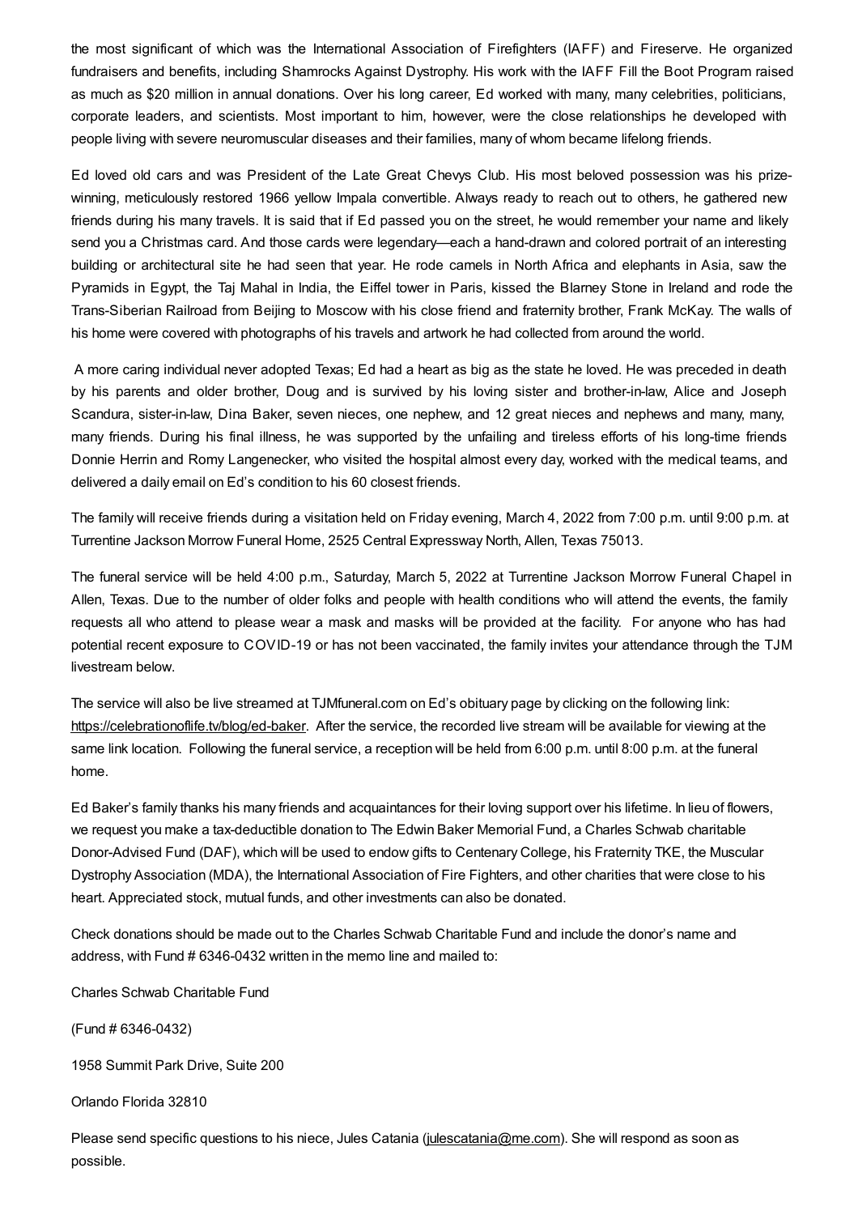the most significant of which was the International Association of Firefighters (IAFF) and Fireserve. He organized fundraisers and benefits, including Shamrocks Against Dystrophy. His work with the IAFF Fill the Boot Program raised as much as $20 million in annual donations. Over his long career, Ed worked with many, many celebrities, politicians, corporate leaders, and scientists. Most important to him, however, were the close relationships he developed with people living with severe neuromuscular diseases and their families, many of whom became lifelong friends.

Ed loved old cars and was President of the Late Great Chevys Club. His most beloved possession was his prize-winning, meticulously restored 1966 yellow Impala convertible. Always ready to reach out to others, he gathered new friends during his many travels. It is said that if Ed passed you on the street, he would remember your name and likely send you a Christmas card. And those cards were legendary—each a hand-drawn and colored portrait of an interesting building or architectural site he had seen that year. He rode camels in North Africa and elephants in Asia, saw the Pyramids in Egypt, the Taj Mahal in India, the Eiffel tower in Paris, kissed the Blarney Stone in Ireland and rode the Trans-Siberian Railroad from Beijing to Moscow with his close friend and fraternity brother, Frank McKay. The walls of his home were covered with photographs of his travels and artwork he had collected from around the world.

A more caring individual never adopted Texas; Ed had a heart as big as the state he loved. He was preceded in death by his parents and older brother, Doug and is survived by his loving sister and brother-in-law, Alice and Joseph Scandura, sister-in-law, Dina Baker, seven nieces, one nephew, and 12 great nieces and nephews and many, many, many friends. During his final illness, he was supported by the unfailing and tireless efforts of his long-time friends Donnie Herrin and Romy Langenecker, who visited the hospital almost every day, worked with the medical teams, and delivered a daily email on Ed's condition to his 60 closest friends.

The family will receive friends during a visitation held on Friday evening, March 4, 2022 from 7:00 p.m. until 9:00 p.m. at Turrentine Jackson Morrow Funeral Home, 2525 Central Expressway North, Allen, Texas 75013.

The funeral service will be held 4:00 p.m., Saturday, March 5, 2022 at Turrentine Jackson Morrow Funeral Chapel in Allen, Texas. Due to the number of older folks and people with health conditions who will attend the events, the family requests all who attend to please wear a mask and masks will be provided at the facility. For anyone who has had potential recent exposure to COVID-19 or has not been vaccinated, the family invites your attendance through the TJM livestream below.

The service will also be live streamed at TJMfuneral.com on Ed's obituary page by clicking on the following link: https://celebrationoflife.tv/blog/ed-baker. After the service, the recorded live stream will be available for viewing at the same link location. Following the funeral service, a reception will be held from 6:00 p.m. until 8:00 p.m. at the funeral home.

Ed Baker's family thanks his many friends and acquaintances for their loving support over his lifetime. In lieu of flowers, we request you make a tax-deductible donation to The Edwin Baker Memorial Fund, a Charles Schwab charitable Donor-Advised Fund (DAF), which will be used to endow gifts to Centenary College, his Fraternity TKE, the Muscular Dystrophy Association (MDA), the International Association of Fire Fighters, and other charities that were close to his heart. Appreciated stock, mutual funds, and other investments can also be donated.

Check donations should be made out to the Charles Schwab Charitable Fund and include the donor's name and address, with Fund # 6346-0432 written in the memo line and mailed to:

Charles Schwab Charitable Fund

(Fund # 6346-0432)

1958 Summit Park Drive, Suite 200

Orlando Florida 32810

Please send specific questions to his niece, Jules Catania (julescatania@me.com). She will respond as soon as possible.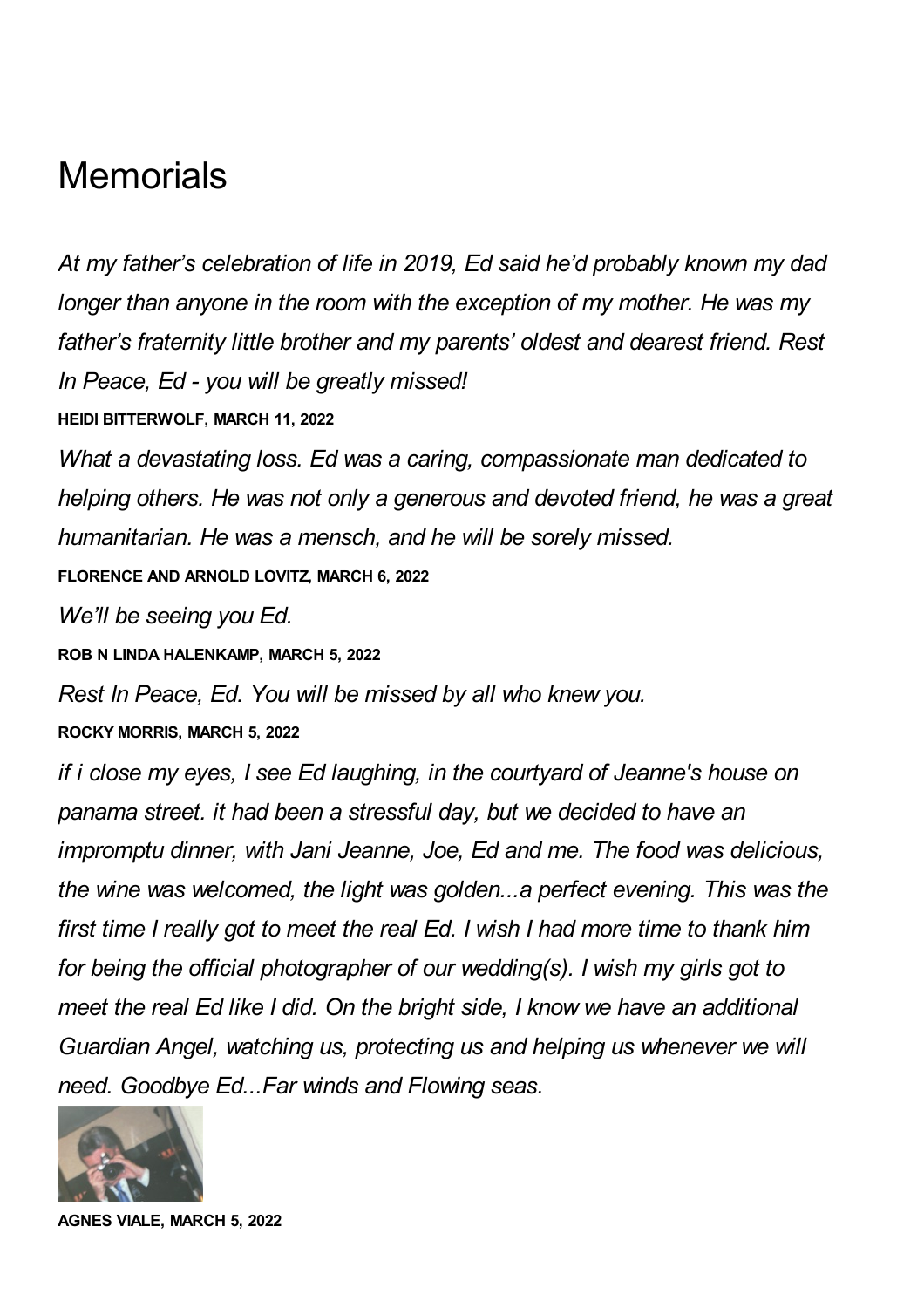# Memorials

*At my father's celebration of life in 2019, Ed said he'd probably known my dad longer than anyone in the room with the exception of my mother. He was my father's fraternity little brother and my parents' oldest and dearest friend. Rest In Peace, Ed - you will be greatly missed!*

**HEIDI BITTERWOLF, MARCH 11, 2022**

*What a devastating loss. Ed was a caring, compassionate man dedicated to helping others. He was not only a generous and devoted friend, he was a great humanitarian. He was a mensch, and he will be sorely missed.*

**FLORENCE AND ARNOLD LOVITZ, MARCH 6, 2022**

*We'll be seeing you Ed.*

**ROB N LINDA HALENKAMP, MARCH 5, 2022**

*Rest In Peace, Ed. You will be missed by all who knew you.*

**ROCKY MORRIS, MARCH 5, 2022**

*if i close my eyes, I see Ed laughing, in the courtyard of Jeanne's house on panama street. it had been a stressful day, but we decided to have an impromptu dinner, with Jani Jeanne, Joe, Ed and me. The food was delicious, the wine was welcomed, the light was golden...a perfect evening. This was the first time I really got to meet the real Ed. I wish I had more time to thank him for being the official photographer of our wedding(s). I wish my girls got to meet the real Ed like I did. On the bright side, I know we have an additional Guardian Angel, watching us, protecting us and helping us whenever we will need. Goodbye Ed...Far winds and Flowing seas.*

**AGNES VIALE, MARCH 5, 2022**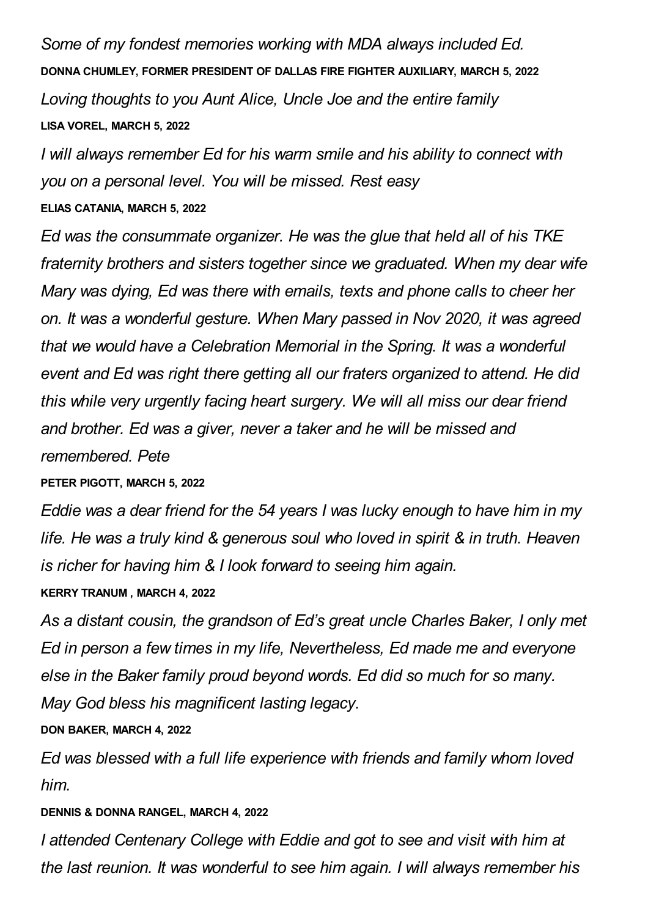*Some of my fondest memories working with MDA always included Ed.*

**DONNA CHUMLEY, FORMER PRESIDENT OF DALLAS FIRE FIGHTER AUXILIARY, MARCH 5, 2022**

*Loving thoughts to you Aunt Alice, Uncle Joe and the entire family*

**LISA VOREL, MARCH 5, 2022**

*I will always remember Ed for his warm smile and his ability to connect with you on a personal level. You will be missed. Rest easy*

**ELIAS CATANIA, MARCH 5, 2022**

*Ed was the consummate organizer. He was the glue that held all of his TKE fraternity brothers and sisters together since we graduated. When my dear wife Mary was dying, Ed was there with emails, texts and phone calls to cheer her on. It was a wonderful gesture. When Mary passed in Nov 2020, it was agreed that we would have a Celebration Memorial in the Spring. It was a wonderful event and Ed was right there getting all our fraters organized to attend. He did this while very urgently facing heart surgery. We will all miss our dear friend and brother. Ed was a giver, never a taker and he will be missed and remembered. Pete*

**PETER PIGOTT, MARCH 5, 2022**

*Eddie was a dear friend for the 54 years I was lucky enough to have him in my life. He was a truly kind & generous soul who loved in spirit & in truth. Heaven is richer for having him & I look forward to seeing him again.*

**KERRY TRANUM , MARCH 4, 2022**

*As a distant cousin, the grandson of Ed's great uncle Charles Baker, I only met Ed in person a few times in my life, Nevertheless, Ed made me and everyone else in the Baker family proud beyond words. Ed did so much for so many. May God bless his magnificent lasting legacy.*

**DON BAKER, MARCH 4, 2022**

*Ed was blessed with a full life experience with friends and family whom loved him.*

**DENNIS & DONNA RANGEL, MARCH 4, 2022**

*I attended Centenary College with Eddie and got to see and visit with him at the last reunion. It was wonderful to see him again. I will always remember his*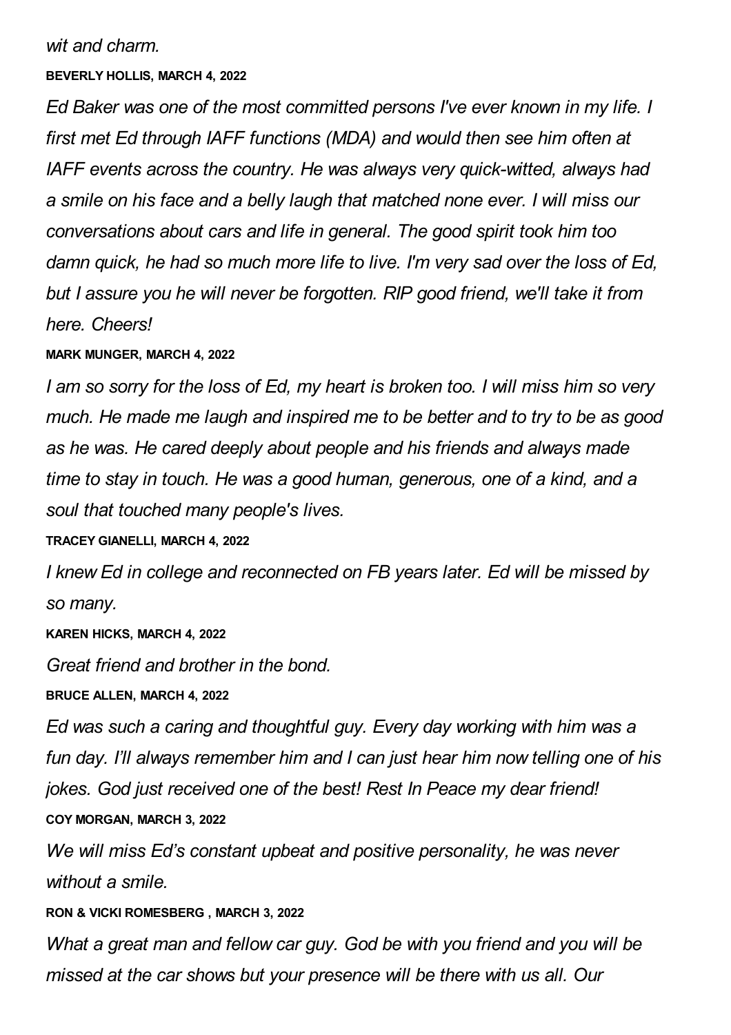*wit and charm.*

**BEVERLY HOLLIS, MARCH 4, 2022**

*Ed Baker was one of the most committed persons I've ever known in my life. I first met Ed through IAFF functions (MDA) and would then see him often at IAFF events across the country. He was always very quick-witted, always had a smile on his face and a belly laugh that matched none ever. I will miss our conversations about cars and life in general. The good spirit took him too damn quick, he had so much more life to live. I'm very sad over the loss of Ed, but I assure you he will never be forgotten. RIP good friend, we'll take it from here. Cheers!*

**MARK MUNGER, MARCH 4, 2022**

*I am so sorry for the loss of Ed, my heart is broken too. I will miss him so very much. He made me laugh and inspired me to be better and to try to be as good as he was. He cared deeply about people and his friends and always made time to stay in touch. He was a good human, generous, one of a kind, and a soul that touched many people's lives.*

**TRACEY GIANELLI, MARCH 4, 2022**

*I knew Ed in college and reconnected on FB years later. Ed will be missed by so many.*

**KAREN HICKS, MARCH 4, 2022**

*Great friend and brother in the bond.*

**BRUCE ALLEN, MARCH 4, 2022**

*Ed was such a caring and thoughtful guy. Every day working with him was a fun day. I'll always remember him and I can just hear him now telling one of his jokes. God just received one of the best! Rest In Peace my dear friend!*

**COY MORGAN, MARCH 3, 2022**

*We will miss Ed's constant upbeat and positive personality, he was never without a smile.*

**RON & VICKI ROMESBERG , MARCH 3, 2022**

*What a great man and fellow car guy. God be with you friend and you will be missed at the car shows but your presence will be there with us all. Our*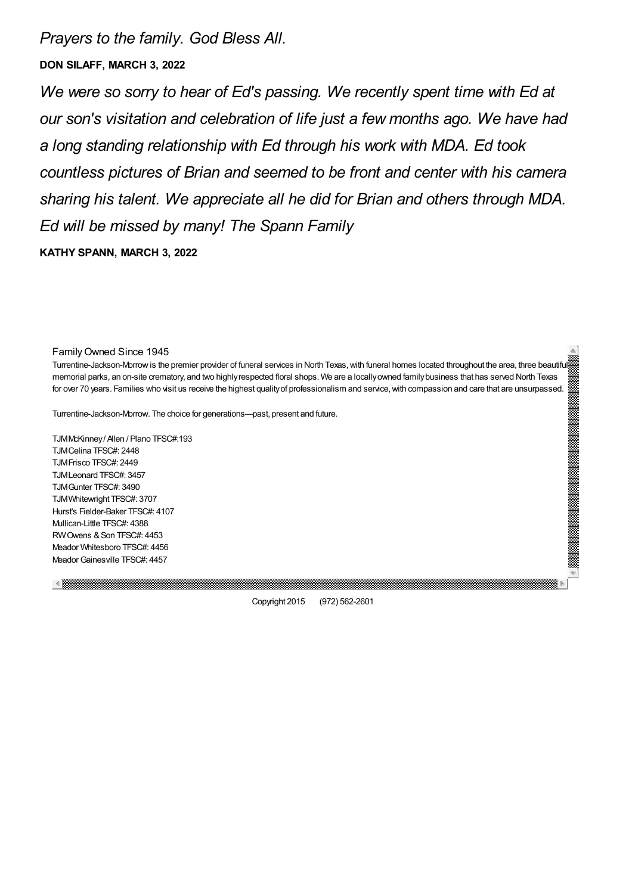*Prayers to the family. God Bless All.*

**DON SILAFF, MARCH 3, 2022**

*We were so sorry to hear of Ed's passing. We recently spent time with Ed at our son's visitation and celebration of life just a few months ago. We have had a long standing relationship with Ed through his work with MDA. Ed took countless pictures of Brian and seemed to be front and center with his camera sharing his talent. We appreciate all he did for Brian and others through MDA. Ed will be missed by many! The Spann Family*

**KATHY SPANN, MARCH 3, 2022**

Family Owned Since 1945

Turrentine-Jackson-Morrow is the premier provider of funeral services in North Texas, with funeral homes located throughout the area, three beautiful memorial parks, an on-site crematory, and two highly respected floral shops. We are a locally owned family business that has served North Texas for over 70 years. Families who visit us receive the highest quality of professionalism and service, with compassion and care that are unsurpassed.

Turrentine-Jackson-Morrow. The choice for generations—past, present and future.

TJM McKinney / Allen / Plano TFSC#:193
TJM Celina TFSC#: 2448
TJM Frisco TFSC#: 2449
TJM Leonard TFSC#: 3457
TJM Gunter TFSC#: 3490
TJM Whitewright TFSC#: 3707
Hurst's Fielder-Baker TFSC#: 4107
Mullican-Little TFSC#: 4388
RW Owens & Son TFSC#: 4453
Meador Whitesboro TFSC#: 4456
Meador Gainesville TFSC#: 4457

Copyright 2015 (972) 562-2601